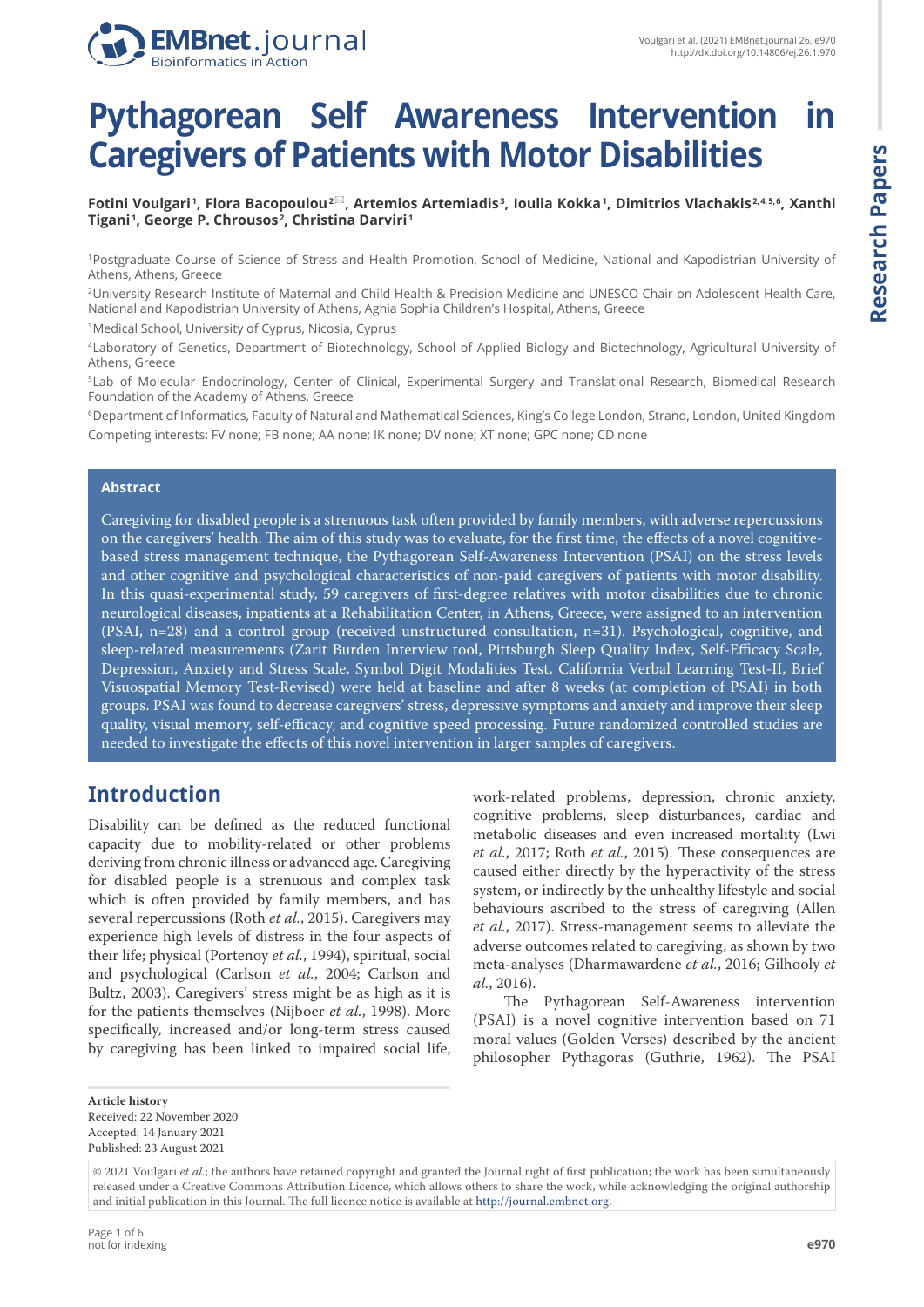# Pythagorean Self Awareness Intervention in Caregivers of Patients with Motor Disabilities

**Fotini Voulgari[1], Flora Bacopoulou[2], Artemios Artemiadis[3], Ioulia Kokka[1], Dimitrios Vlachakis[2,4,5,6], Xanthi Tigani[1], George P. Chrousos[2], Christina Darviri[1]**

[1]Postgraduate Course of Science of Stress and Health Promotion, School of Medicine, National and Kapodistrian University of Athens, Athens, Greece

[2]University Research Institute of Maternal and Child Health & Precision Medicine and UNESCO Chair on Adolescent Health Care, National and Kapodistrian University of Athens, Aghia Sophia Children's Hospital, Athens, Greece

[3]Medical School, University of Cyprus, Nicosia, Cyprus

[4]Laboratory of Genetics, Department of Biotechnology, School of Applied Biology and Biotechnology, Agricultural University of Athens, Greece

[5]Lab of Molecular Endocrinology, Center of Clinical, Experimental Surgery and Translational Research, Biomedical Research Foundation of the Academy of Athens, Greece

[6]Department of Informatics, Faculty of Natural and Mathematical Sciences, King's College London, Strand, London, United Kingdom

Competing interests: FV none; FB none; AA none; IK none; DV none; XT none; GPC none; CD none

## Abstract

Caregiving for disabled people is a strenuous task often provided by family members, with adverse repercussions on the caregivers' health. The aim of this study was to evaluate, for the first time, the effects of a novel cognitive-based stress management technique, the Pythagorean Self-Awareness Intervention (PSAI) on the stress levels and other cognitive and psychological characteristics of non-paid caregivers of patients with motor disability. In this quasi-experimental study, 59 caregivers of first-degree relatives with motor disabilities due to chronic neurological diseases, inpatients at a Rehabilitation Center, in Athens, Greece, were assigned to an intervention (PSAI, n=28) and a control group (received unstructured consultation, n=31). Psychological, cognitive, and sleep-related measurements (Zarit Burden Interview tool, Pittsburgh Sleep Quality Index, Self-Efficacy Scale, Depression, Anxiety and Stress Scale, Symbol Digit Modalities Test, California Verbal Learning Test-II, Brief Visuospatial Memory Test-Revised) were held at baseline and after 8 weeks (at completion of PSAI) in both groups. PSAI was found to decrease caregivers' stress, depressive symptoms and anxiety and improve their sleep quality, visual memory, self-efficacy, and cognitive speed processing. Future randomized controlled studies are needed to investigate the effects of this novel intervention in larger samples of caregivers.

## Introduction

Disability can be defined as the reduced functional capacity due to mobility-related or other problems deriving from chronic illness or advanced age. Caregiving for disabled people is a strenuous and complex task which is often provided by family members, and has several repercussions (Roth *et al.*, 2015). Caregivers may experience high levels of distress in the four aspects of their life; physical (Portenoy *et al.*, 1994), spiritual, social and psychological (Carlson *et al.*, 2004; Carlson and Bultz, 2003). Caregivers' stress might be as high as it is for the patients themselves (Nijboer *et al.*, 1998). More specifically, increased and/or long-term stress caused by caregiving has been linked to impaired social life, work-related problems, depression, chronic anxiety, cognitive problems, sleep disturbances, cardiac and metabolic diseases and even increased mortality (Lwi *et al.*, 2017; Roth *et al.*, 2015). These consequences are caused either directly by the hyperactivity of the stress system, or indirectly by the unhealthy lifestyle and social behaviours ascribed to the stress of caregiving (Allen *et al.*, 2017). Stress-management seems to alleviate the adverse outcomes related to caregiving, as shown by two meta-analyses (Dharmawardene *et al.*, 2016; Gilhooly *et al.*, 2016).

The Pythagorean Self-Awareness intervention (PSAI) is a novel cognitive intervention based on 71 moral values (Golden Verses) described by the ancient philosopher Pythagoras (Guthrie, 1962). The PSAI

**Article history**
Received: 22 November 2020
Accepted: 14 January 2021
Published: 23 August 2021

© 2021 Voulgari *et al.*; the authors have retained copyright and granted the Journal right of first publication; the work has been simultaneously released under a Creative Commons Attribution Licence, which allows others to share the work, while acknowledging the original authorship and initial publication in this Journal. The full licence notice is available at http://journal.embnet.org.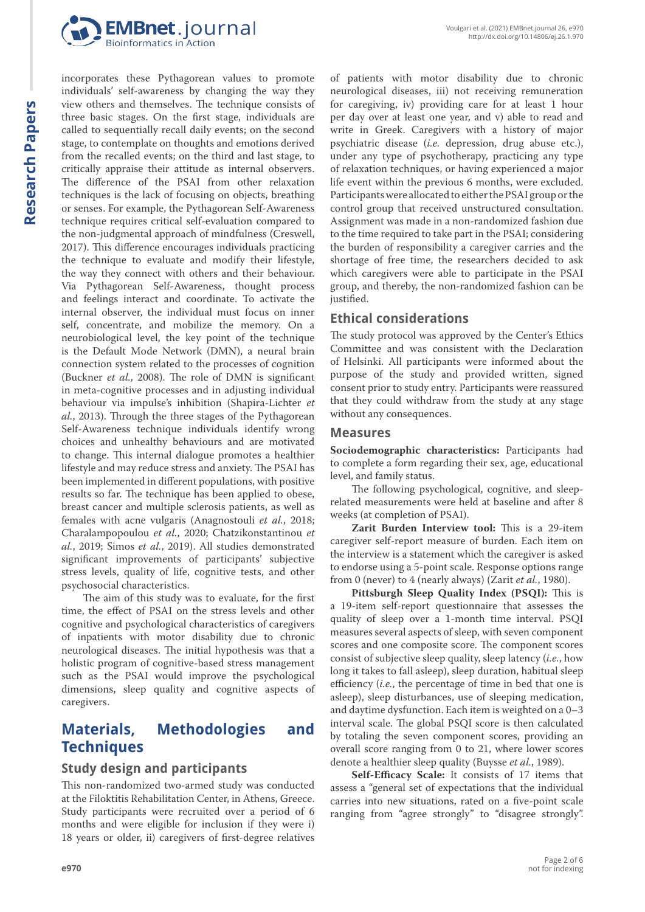incorporates these Pythagorean values to promote individuals' self-awareness by changing the way they view others and themselves. The technique consists of three basic stages. On the first stage, individuals are called to sequentially recall daily events; on the second stage, to contemplate on thoughts and emotions derived from the recalled events; on the third and last stage, to critically appraise their attitude as internal observers. The difference of the PSAI from other relaxation techniques is the lack of focusing on objects, breathing or senses. For example, the Pythagorean Self-Awareness technique requires critical self-evaluation compared to the non-judgmental approach of mindfulness (Creswell, 2017). This difference encourages individuals practicing the technique to evaluate and modify their lifestyle, the way they connect with others and their behaviour. Via Pythagorean Self-Awareness, thought process and feelings interact and coordinate. To activate the internal observer, the individual must focus on inner self, concentrate, and mobilize the memory. On a neurobiological level, the key point of the technique is the Default Mode Network (DMN), a neural brain connection system related to the processes of cognition (Buckner *et al.*, 2008). The role of DMN is significant in meta-cognitive processes and in adjusting individual behaviour via impulse's inhibition (Shapira-Lichter *et al.*, 2013). Through the three stages of the Pythagorean Self-Awareness technique individuals identify wrong choices and unhealthy behaviours and are motivated to change. This internal dialogue promotes a healthier lifestyle and may reduce stress and anxiety. The PSAI has been implemented in different populations, with positive results so far. The technique has been applied to obese, breast cancer and multiple sclerosis patients, as well as females with acne vulgaris (Anagnostouli *et al.*, 2018; Charalampopoulou *et al.*, 2020; Chatzikonstantinou *et al.*, 2019; Simos *et al.*, 2019). All studies demonstrated significant improvements of participants' subjective stress levels, quality of life, cognitive tests, and other psychosocial characteristics.

The aim of this study was to evaluate, for the first time, the effect of PSAI on the stress levels and other cognitive and psychological characteristics of caregivers of inpatients with motor disability due to chronic neurological diseases. The initial hypothesis was that a holistic program of cognitive-based stress management such as the PSAI would improve the psychological dimensions, sleep quality and cognitive aspects of caregivers.

# Materials, Methodologies and Techniques

## Study design and participants

This non-randomized two-armed study was conducted at the Filoktitis Rehabilitation Center, in Athens, Greece. Study participants were recruited over a period of 6 months and were eligible for inclusion if they were i) 18 years or older, ii) caregivers of first-degree relatives of patients with motor disability due to chronic neurological diseases, iii) not receiving remuneration for caregiving, iv) providing care for at least 1 hour per day over at least one year, and v) able to read and write in Greek. Caregivers with a history of major psychiatric disease (*i.e.* depression, drug abuse etc.), under any type of psychotherapy, practicing any type of relaxation techniques, or having experienced a major life event within the previous 6 months, were excluded. Participants were allocated to either the PSAI group or the control group that received unstructured consultation. Assignment was made in a non-randomized fashion due to the time required to take part in the PSAI; considering the burden of responsibility a caregiver carries and the shortage of free time, the researchers decided to ask which caregivers were able to participate in the PSAI group, and thereby, the non-randomized fashion can be justified.

## Ethical considerations

The study protocol was approved by the Center's Ethics Committee and was consistent with the Declaration of Helsinki. All participants were informed about the purpose of the study and provided written, signed consent prior to study entry. Participants were reassured that they could withdraw from the study at any stage without any consequences.

## Measures

**Sociodemographic characteristics:** Participants had to complete a form regarding their sex, age, educational level, and family status.

The following psychological, cognitive, and sleep-related measurements were held at baseline and after 8 weeks (at completion of PSAI).

**Zarit Burden Interview tool:** This is a 29-item caregiver self-report measure of burden. Each item on the interview is a statement which the caregiver is asked to endorse using a 5-point scale. Response options range from 0 (never) to 4 (nearly always) (Zarit *et al.*, 1980).

**Pittsburgh Sleep Quality Index (PSQI):** This is a 19-item self-report questionnaire that assesses the quality of sleep over a 1-month time interval. PSQI measures several aspects of sleep, with seven component scores and one composite score. The component scores consist of subjective sleep quality, sleep latency (*i.e.*, how long it takes to fall asleep), sleep duration, habitual sleep efficiency (*i.e.*, the percentage of time in bed that one is asleep), sleep disturbances, use of sleeping medication, and daytime dysfunction. Each item is weighted on a 0–3 interval scale. The global PSQI score is then calculated by totaling the seven component scores, providing an overall score ranging from 0 to 21, where lower scores denote a healthier sleep quality (Buysse *et al.*, 1989).

**Self-Efficacy Scale:** It consists of 17 items that assess a "general set of expectations that the individual carries into new situations, rated on a five-point scale ranging from "agree strongly" to "disagree strongly".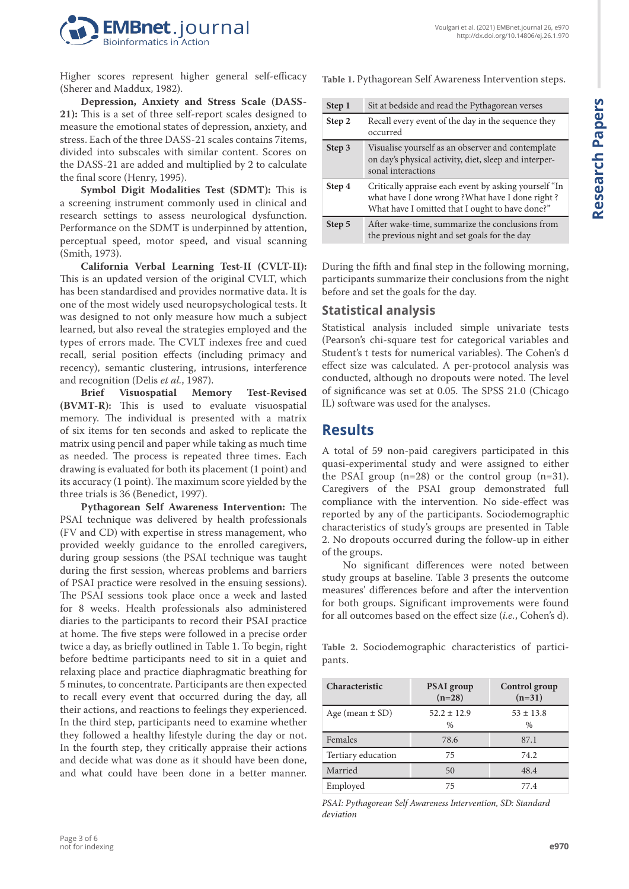Higher scores represent higher general self-efficacy (Sherer and Maddux, 1982).

**Depression, Anxiety and Stress Scale (DASS-21):** This is a set of three self-report scales designed to measure the emotional states of depression, anxiety, and stress. Each of the three DASS-21 scales contains 7items, divided into subscales with similar content. Scores on the DASS-21 are added and multiplied by 2 to calculate the final score (Henry, 1995).

**Symbol Digit Modalities Test (SDMT):** This is a screening instrument commonly used in clinical and research settings to assess neurological dysfunction. Performance on the SDMT is underpinned by attention, perceptual speed, motor speed, and visual scanning (Smith, 1973).

**California Verbal Learning Test-II (CVLT-II):** This is an updated version of the original CVLT, which has been standardised and provides normative data. It is one of the most widely used neuropsychological tests. It was designed to not only measure how much a subject learned, but also reveal the strategies employed and the types of errors made. The CVLT indexes free and cued recall, serial position effects (including primacy and recency), semantic clustering, intrusions, interference and recognition (Delis *et al.*, 1987).

**Brief Visuospatial Memory Test-Revised (BVMT-R):** This is used to evaluate visuospatial memory. The individual is presented with a matrix of six items for ten seconds and asked to replicate the matrix using pencil and paper while taking as much time as needed. The process is repeated three times. Each drawing is evaluated for both its placement (1 point) and its accuracy (1 point). The maximum score yielded by the three trials is 36 (Benedict, 1997).

**Pythagorean Self Awareness Intervention:** The PSAI technique was delivered by health professionals (FV and CD) with expertise in stress management, who provided weekly guidance to the enrolled caregivers, during group sessions (the PSAI technique was taught during the first session, whereas problems and barriers of PSAI practice were resolved in the ensuing sessions). The PSAI sessions took place once a week and lasted for 8 weeks. Health professionals also administered diaries to the participants to record their PSAI practice at home. The five steps were followed in a precise order twice a day, as briefly outlined in Table 1. To begin, right before bedtime participants need to sit in a quiet and relaxing place and practice diaphragmatic breathing for 5 minutes, to concentrate. Participants are then expected to recall every event that occurred during the day, all their actions, and reactions to feelings they experienced. In the third step, participants need to examine whether they followed a healthy lifestyle during the day or not. In the fourth step, they critically appraise their actions and decide what was done as it should have been done, and what could have been done in a better manner.

**Table 1.** Pythagorean Self Awareness Intervention steps.

| | |
|---|---|
| **Step 1** | Sit at bedside and read the Pythagorean verses |
| **Step 2** | Recall every event of the day in the sequence they occurred |
| **Step 3** | Visualise yourself as an observer and contemplate on day's physical activity, diet, sleep and interpersonal interactions |
| **Step 4** | Critically appraise each event by asking yourself "In what have I done wrong ?What have I done right ? What have I omitted that I ought to have done?" |
| **Step 5** | After wake-time, summarize the conclusions from the previous night and set goals for the day |

During the fifth and final step in the following morning, participants summarize their conclusions from the night before and set the goals for the day.

## Statistical analysis

Statistical analysis included simple univariate tests (Pearson's chi-square test for categorical variables and Student's t tests for numerical variables). The Cohen's d effect size was calculated. A per-protocol analysis was conducted, although no dropouts were noted. The level of significance was set at 0.05. The SPSS 21.0 (Chicago IL) software was used for the analyses.

# Results

A total of 59 non-paid caregivers participated in this quasi-experimental study and were assigned to either the PSAI group (n=28) or the control group (n=31). Caregivers of the PSAI group demonstrated full compliance with the intervention. No side-effect was reported by any of the participants. Sociodemographic characteristics of study's groups are presented in Table 2. No dropouts occurred during the follow-up in either of the groups.

No significant differences were noted between study groups at baseline. Table 3 presents the outcome measures' differences before and after the intervention for both groups. Significant improvements were found for all outcomes based on the effect size (*i.e.*, Cohen's d).

**Table 2.** Sociodemographic characteristics of participants.

| Characteristic | PSAI group (n=28) | Control group (n=31) |
|---|---|---|
| Age (mean ± SD) | 52.2 ± 12.9 | 53 ± 13.8 |
| | % | % |
| Females | 78.6 | 87.1 |
| Tertiary education | 75 | 74.2 |
| Married | 50 | 48.4 |
| Employed | 75 | 77.4 |

*PSAI: Pythagorean Self Awareness Intervention, SD: Standard deviation*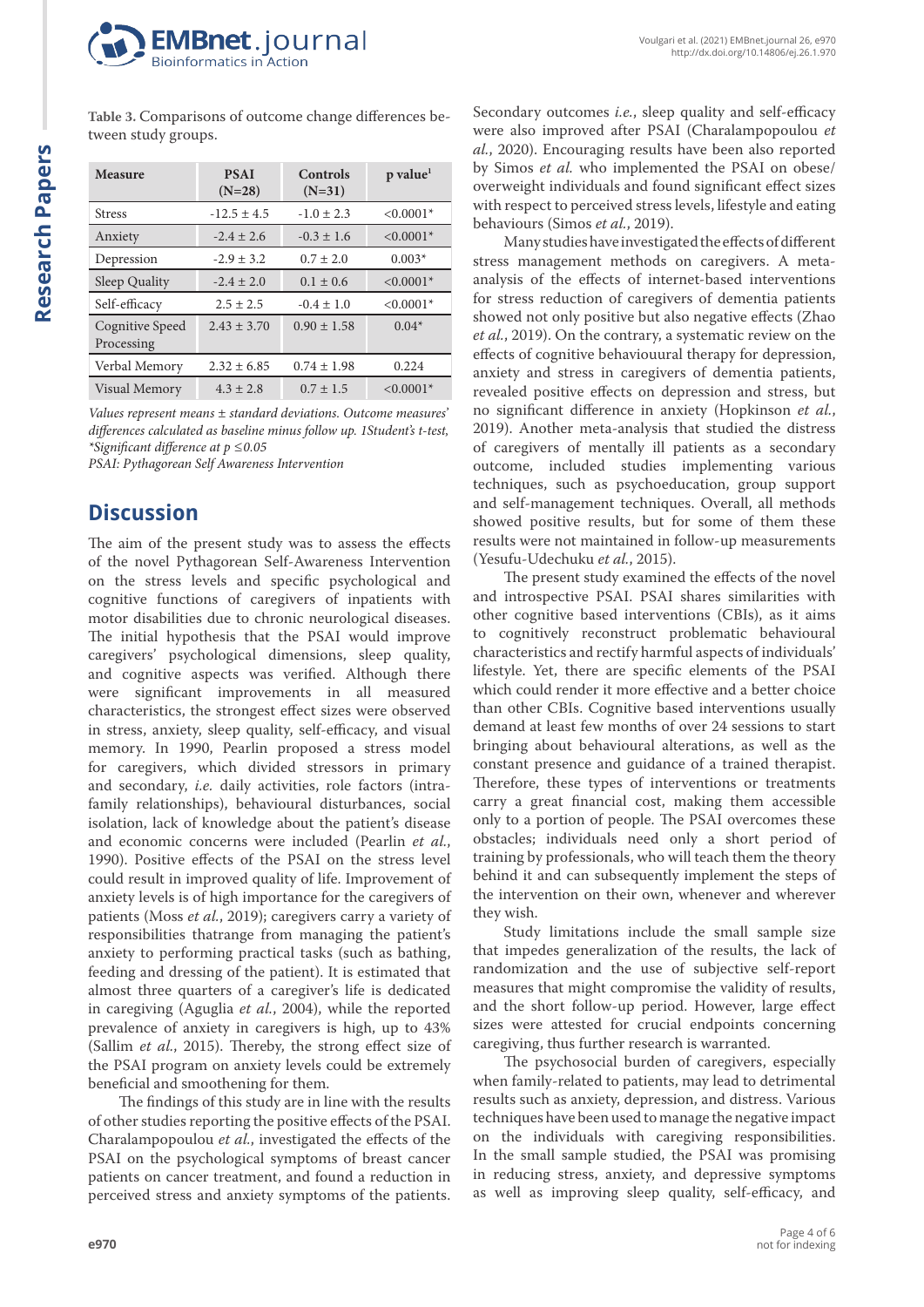**Table 3.** Comparisons of outcome change differences between study groups.

| Measure | PSAI (N=28) | Controls (N=31) | p value[1] |
|---|---|---|---|
| Stress | -12.5 ± 4.5 | -1.0 ± 2.3 | <0.0001* |
| Anxiety | -2.4 ± 2.6 | -0.3 ± 1.6 | <0.0001* |
| Depression | -2.9 ± 3.2 | 0.7 ± 2.0 | 0.003* |
| Sleep Quality | -2.4 ± 2.0 | 0.1 ± 0.6 | <0.0001* |
| Self-efficacy | 2.5 ± 2.5 | -0.4 ± 1.0 | <0.0001* |
| Cognitive Speed Processing | 2.43 ± 3.70 | 0.90 ± 1.58 | 0.04* |
| Verbal Memory | 2.32 ± 6.85 | 0.74 ± 1.98 | 0.224 |
| Visual Memory | 4.3 ± 2.8 | 0.7 ± 1.5 | <0.0001* |

*Values represent means ± standard deviations. Outcome measures' differences calculated as baseline minus follow up. 1Student's t-test, *Significant difference at p ≤0.05*
*PSAI: Pythagorean Self Awareness Intervention*

## Discussion

The aim of the present study was to assess the effects of the novel Pythagorean Self-Awareness Intervention on the stress levels and specific psychological and cognitive functions of caregivers of inpatients with motor disabilities due to chronic neurological diseases. The initial hypothesis that the PSAI would improve caregivers' psychological dimensions, sleep quality, and cognitive aspects was verified. Although there were significant improvements in all measured characteristics, the strongest effect sizes were observed in stress, anxiety, sleep quality, self-efficacy, and visual memory. In 1990, Pearlin proposed a stress model for caregivers, which divided stressors in primary and secondary, *i.e.* daily activities, role factors (intra-family relationships), behavioural disturbances, social isolation, lack of knowledge about the patient's disease and economic concerns were included (Pearlin *et al.*, 1990). Positive effects of the PSAI on the stress level could result in improved quality of life. Improvement of anxiety levels is of high importance for the caregivers of patients (Moss *et al.*, 2019); caregivers carry a variety of responsibilities thatrange from managing the patient's anxiety to performing practical tasks (such as bathing, feeding and dressing of the patient). It is estimated that almost three quarters of a caregiver's life is dedicated in caregiving (Aguglia *et al.*, 2004), while the reported prevalence of anxiety in caregivers is high, up to 43% (Sallim *et al.*, 2015). Thereby, the strong effect size of the PSAI program on anxiety levels could be extremely beneficial and smoothening for them.

The findings of this study are in line with the results of other studies reporting the positive effects of the PSAI. Charalampopoulou *et al.*, investigated the effects of the PSAI on the psychological symptoms of breast cancer patients on cancer treatment, and found a reduction in perceived stress and anxiety symptoms of the patients. Secondary outcomes *i.e.*, sleep quality and self-efficacy were also improved after PSAI (Charalampopoulou *et al.*, 2020). Encouraging results have been also reported by Simos *et al.* who implemented the PSAI on obese/overweight individuals and found significant effect sizes with respect to perceived stress levels, lifestyle and eating behaviours (Simos *et al.*, 2019).

Many studies have investigated the effects of different stress management methods on caregivers. A meta-analysis of the effects of internet-based interventions for stress reduction of caregivers of dementia patients showed not only positive but also negative effects (Zhao *et al.*, 2019). On the contrary, a systematic review on the effects of cognitive behavioural therapy for depression, anxiety and stress in caregivers of dementia patients, revealed positive effects on depression and stress, but no significant difference in anxiety (Hopkinson *et al.*, 2019). Another meta-analysis that studied the distress of caregivers of mentally ill patients as a secondary outcome, included studies implementing various techniques, such as psychoeducation, group support and self-management techniques. Overall, all methods showed positive results, but for some of them these results were not maintained in follow-up measurements (Yesufu-Udechuku *et al.*, 2015).

The present study examined the effects of the novel and introspective PSAI. PSAI shares similarities with other cognitive based interventions (CBIs), as it aims to cognitively reconstruct problematic behavioural characteristics and rectify harmful aspects of individuals' lifestyle. Yet, there are specific elements of the PSAI which could render it more effective and a better choice than other CBIs. Cognitive based interventions usually demand at least few months of over 24 sessions to start bringing about behavioural alterations, as well as the constant presence and guidance of a trained therapist. Therefore, these types of interventions or treatments carry a great financial cost, making them accessible only to a portion of people. The PSAI overcomes these obstacles; individuals need only a short period of training by professionals, who will teach them the theory behind it and can subsequently implement the steps of the intervention on their own, whenever and wherever they wish.

Study limitations include the small sample size that impedes generalization of the results, the lack of randomization and the use of subjective self-report measures that might compromise the validity of results, and the short follow-up period. However, large effect sizes were attested for crucial endpoints concerning caregiving, thus further research is warranted.

The psychosocial burden of caregivers, especially when family-related to patients, may lead to detrimental results such as anxiety, depression, and distress. Various techniques have been used to manage the negative impact on the individuals with caregiving responsibilities. In the small sample studied, the PSAI was promising in reducing stress, anxiety, and depressive symptoms as well as improving sleep quality, self-efficacy, and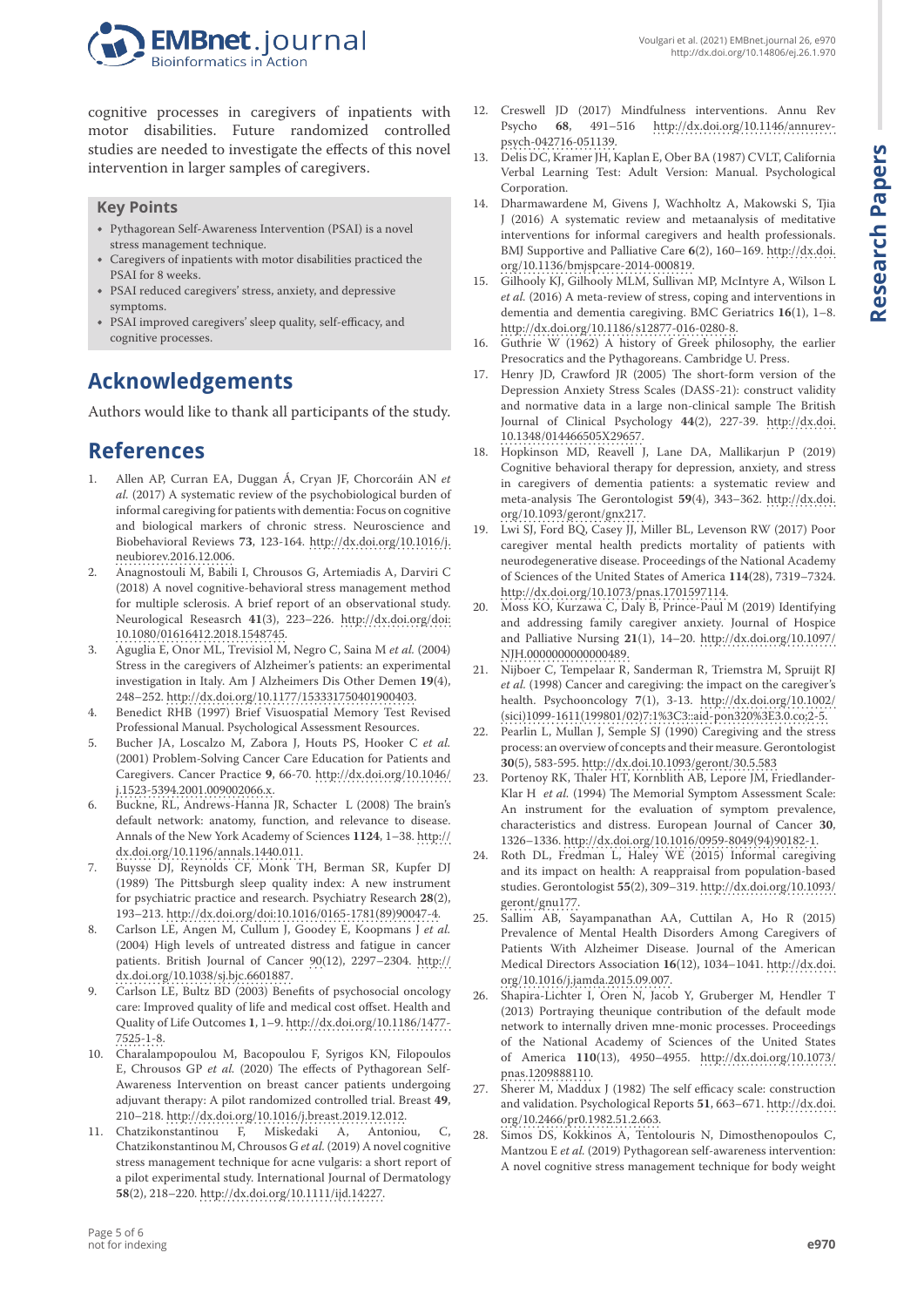cognitive processes in caregivers of inpatients with motor disabilities. Future randomized controlled studies are needed to investigate the effects of this novel intervention in larger samples of caregivers.

### Key Points

- Pythagorean Self-Awareness Intervention (PSAI) is a novel stress management technique.
- Caregivers of inpatients with motor disabilities practiced the PSAI for 8 weeks.
- PSAI reduced caregivers' stress, anxiety, and depressive symptoms.
- PSAI improved caregivers' sleep quality, self-efficacy, and cognitive processes.

## Acknowledgements

Authors would like to thank all participants of the study.

## References

1. Allen AP, Curran EA, Duggan Á, Cryan JF, Chorcoráin AN *et al.* (2017) A systematic review of the psychobiological burden of informal caregiving for patients with dementia: Focus on cognitive and biological markers of chronic stress. Neuroscience and Biobehavioral Reviews **73**, 123-164. http://dx.doi.org/10.1016/j.neubiorev.2016.12.006.
2. Anagnostouli M, Babili I, Chrousos G, Artemiadis A, Darviri C (2018) A novel cognitive-behavioral stress management method for multiple sclerosis. A brief report of an observational study. Neurological Reseasrch **41**(3), 223–226. http://dx.doi.org/doi:10.1080/01616412.2018.1548745.
3. Aguglia E, Onor ML, Trevisiol M, Negro C, Saina M *et al.* (2004) Stress in the caregivers of Alzheimer's patients: an experimental investigation in Italy. Am J Alzheimers Dis Other Demen **19**(4), 248–252. http://dx.doi.org/10.1177/153331750401900403.
4. Benedict RHB (1997) Brief Visuospatial Memory Test Revised Professional Manual. Psychological Assessment Resources.
5. Bucher JA, Loscalzo M, Zabora J, Houts PS, Hooker C *et al.* (2001) Problem-Solving Cancer Care Education for Patients and Caregivers. Cancer Practice **9**, 66-70. http://dx.doi.org/10.1046/j.1523-5394.2001.009002066.x.
6. Buckne, RL, Andrews-Hanna JR, Schacter L (2008) The brain's default network: anatomy, function, and relevance to disease. Annals of the New York Academy of Sciences **1124**, 1–38. http://dx.doi.org/10.1196/annals.1440.011.
7. Buysse DJ, Reynolds CF, Monk TH, Berman SR, Kupfer DJ (1989) The Pittsburgh sleep quality index: A new instrument for psychiatric practice and research. Psychiatry Research **28**(2), 193–213. http://dx.doi.org/doi:10.1016/0165-1781(89)90047-4.
8. Carlson LE, Angen M, Cullum J, Goodey E, Koopmans J *et al.* (2004) High levels of untreated distress and fatigue in cancer patients. British Journal of Cancer 90(12), 2297–2304. http://dx.doi.org/10.1038/sj.bjc.6601887.
9. Carlson LE, Bultz BD (2003) Benefits of psychosocial oncology care: Improved quality of life and medical cost offset. Health and Quality of Life Outcomes **1**, 1–9. http://dx.doi.org/10.1186/1477-7525-1-8.
10. Charalampopoulou M, Bacopoulou F, Syrigos KN, Filopoulos E, Chrousos GP *et al.* (2020) The effects of Pythagorean Self-Awareness Intervention on breast cancer patients undergoing adjuvant therapy: A pilot randomized controlled trial. Breast **49**, 210–218. http://dx.doi.org/10.1016/j.breast.2019.12.012.
11. Chatzikonstantinou F, Miskedaki A, Antoniou, C, Chatzikonstantinou M, Chrousos G *et al.* (2019) A novel cognitive stress management technique for acne vulgaris: a short report of a pilot experimental study. International Journal of Dermatology **58**(2), 218–220. http://dx.doi.org/10.1111/ijd.14227.
12. Creswell JD (2017) Mindfulness interventions. Annu Rev Psycho **68**, 491–516 http://dx.doi.org/10.1146/annurev-psych-042716-051139.
13. Delis DC, Kramer JH, Kaplan E, Ober BA (1987) CVLT, California Verbal Learning Test: Adult Version: Manual. Psychological Corporation.
14. Dharmawardene M, Givens J, Wachholtz A, Makowski S, Tjia J (2016) A systematic review and metaanalysis of meditative interventions for informal caregivers and health professionals. BMJ Supportive and Palliative Care **6**(2), 160–169. http://dx.doi.org/10.1136/bmjspcare-2014-000819.
15. Gilhooly KJ, Gilhooly MLM, Sullivan MP, McIntyre A, Wilson L *et al.* (2016) A meta-review of stress, coping and interventions in dementia and dementia caregiving. BMC Geriatrics **16**(1), 1–8. http://dx.doi.org/10.1186/s12877-016-0280-8.
16. Guthrie W (1962) A history of Greek philosophy, the earlier Presocratics and the Pythagoreans. Cambridge U. Press.
17. Henry JD, Crawford JR (2005) The short-form version of the Depression Anxiety Stress Scales (DASS-21): construct validity and normative data in a large non-clinical sample The British Journal of Clinical Psychology **44**(2), 227-39. http://dx.doi.10.1348/014466505X29657.
18. Hopkinson MD, Reavell J, Lane DA, Mallikarjun P (2019) Cognitive behavioral therapy for depression, anxiety, and stress in caregivers of dementia patients: a systematic review and meta-analysis The Gerontologist **59**(4), 343–362. http://dx.doi.org/10.1093/geront/gnx217.
19. Lwi SJ, Ford BQ, Casey JJ, Miller BL, Levenson RW (2017) Poor caregiver mental health predicts mortality of patients with neurodegenerative disease. Proceedings of the National Academy of Sciences of the United States of America **114**(28), 7319–7324. http://dx.doi.org/10.1073/pnas.1701597114.
20. Moss KO, Kurzawa C, Daly B, Prince-Paul M (2019) Identifying and addressing family caregiver anxiety. Journal of Hospice and Palliative Nursing **21**(1), 14–20. http://dx.doi.org/10.1097/NJH.0000000000000489.
21. Nijboer C, Tempelaar R, Sanderman R, Triemstra M, Spruijt RJ *et al.* (1998) Cancer and caregiving: the impact on the caregiver's health. Psychooncology **7**(1), 3-13. http://dx.doi.org/10.1002/(sici)1099-1611(199801/02)7:1%3C3::aid-pon320%3E3.0.co;2-5.
22. Pearlin L, Mullan J, Semple SJ (1990) Caregiving and the stress process: an overview of concepts and their measure. Gerontologist **30**(5), 583-595. http://dx.doi.10.1093/geront/30.5.583
23. Portenoy RK, Thaler HT, Kornblith AB, Lepore JM, Friedlander-Klar H *et al.* (1994) The Memorial Symptom Assessment Scale: An instrument for the evaluation of symptom prevalence, characteristics and distress. European Journal of Cancer **30**, 1326–1336. http://dx.doi.org/10.1016/0959-8049(94)90182-1.
24. Roth DL, Fredman L, Haley WE (2015) Informal caregiving and its impact on health: A reappraisal from population-based studies. Gerontologist **55**(2), 309–319. http://dx.doi.org/10.1093/geront/gnu177.
25. Sallim AB, Sayampanathan AA, Cuttilan A, Ho R (2015) Prevalence of Mental Health Disorders Among Caregivers of Patients With Alzheimer Disease. Journal of the American Medical Directors Association **16**(12), 1034–1041. http://dx.doi.org/10.1016/j.jamda.2015.09.007.
26. Shapira-Lichter I, Oren N, Jacob Y, Gruberger M, Hendler T (2013) Portraying theunique contribution of the default mode network to internally driven mne-monic processes. Proceedings of the National Academy of Sciences of the United States of America **110**(13), 4950–4955. http://dx.doi.org/10.1073/pnas.1209888110.
27. Sherer M, Maddux J (1982) The self efficacy scale: construction and validation. Psychological Reports **51**, 663–671. http://dx.doi.org/10.2466/pr0.1982.51.2.663.
28. Simos DS, Kokkinos A, Tentolouris N, Dimosthenopoulos C, Mantzou E *et al.* (2019) Pythagorean self-awareness intervention: A novel cognitive stress management technique for body weight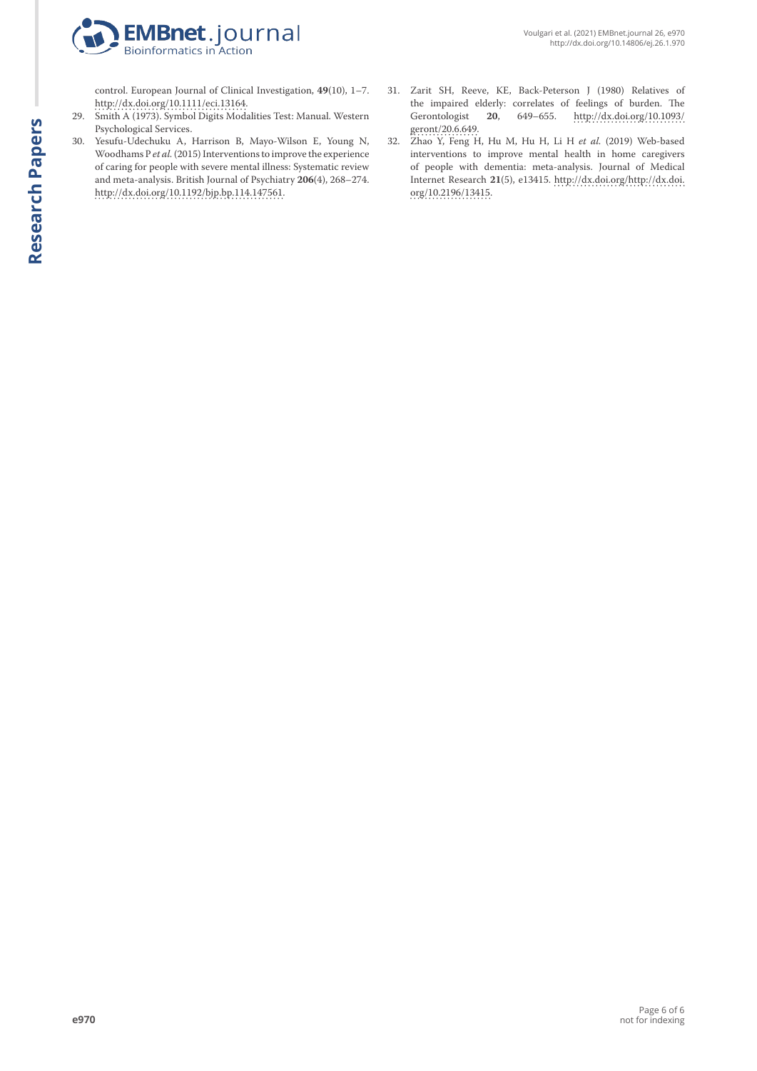control. European Journal of Clinical Investigation, **49**(10), 1–7. http://dx.doi.org/10.1111/eci.13164.

29. Smith A (1973). Symbol Digits Modalities Test: Manual. Western Psychological Services.
30. Yesufu-Udechuku A, Harrison B, Mayo-Wilson E, Young N, Woodhams P *et al*. (2015) Interventions to improve the experience of caring for people with severe mental illness: Systematic review and meta-analysis. British Journal of Psychiatry **206**(4), 268–274. http://dx.doi.org/10.1192/bjp.bp.114.147561.
31. Zarit SH, Reeve, KE, Back-Peterson J (1980) Relatives of the impaired elderly: correlates of feelings of burden. The Gerontologist **20**, 649–655. http://dx.doi.org/10.1093/geront/20.6.649.
32. Zhao Y, Feng H, Hu M, Hu H, Li H *et al*. (2019) Web-based interventions to improve mental health in home caregivers of people with dementia: meta-analysis. Journal of Medical Internet Research **21**(5), e13415. http://dx.doi.org/http://dx.doi.org/10.2196/13415.